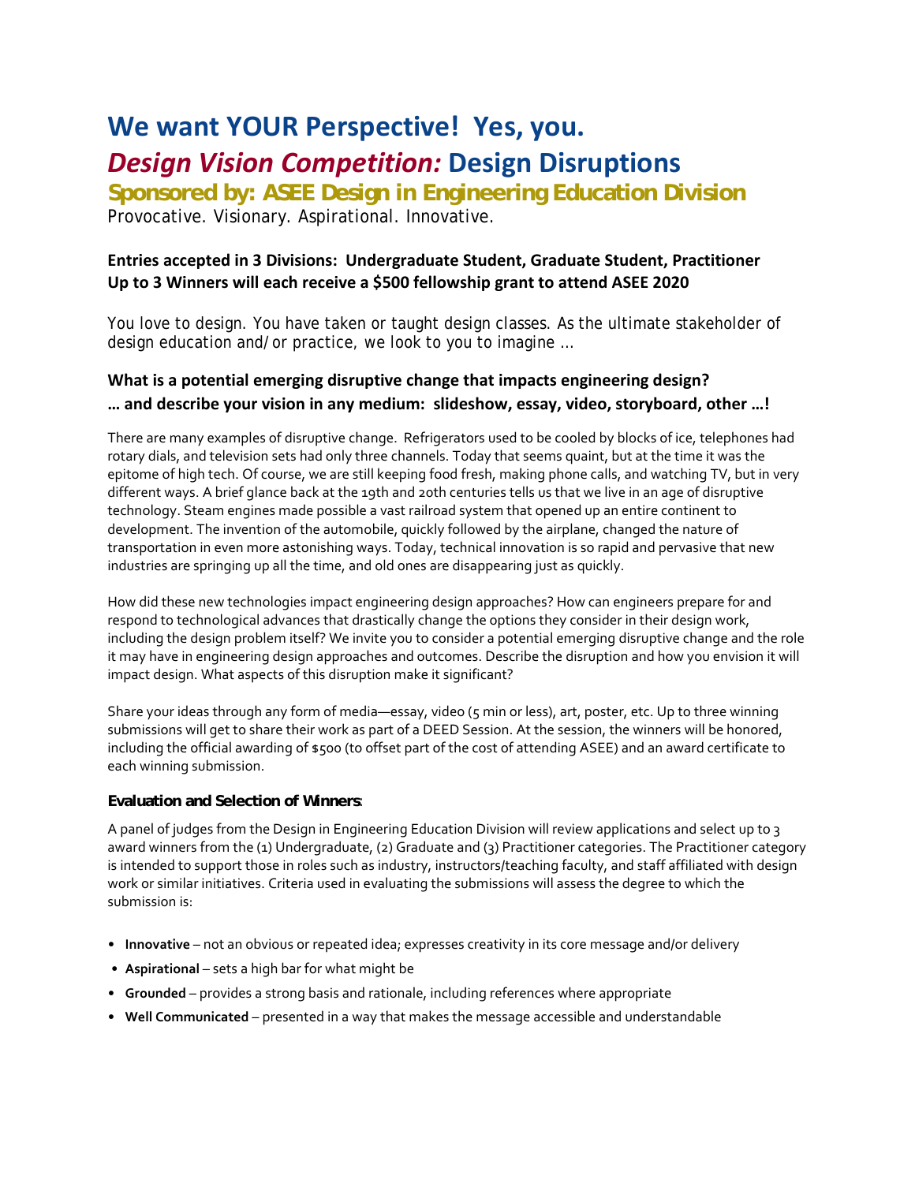# We want YOUR Perspective! Yes, you.

## *Design Vision Competition:* Design Disruptions

### Sponsored by: ASEE Design in Engineering Education Division

Provocative. Visionary. Aspirational. Innovative.

**Entries accepted in 3 Divisions: Undergraduate Student, Graduate Student, Practitioner**
**Up to 3 Winners will each receive a $500 fellowship grant to attend ASEE 2020**

You love to design. You have taken or taught design classes. As the ultimate stakeholder of design education and/or practice, we look to you to imagine …

### What is a potential emerging disruptive change that impacts engineering design?
### … and describe your vision in any medium: slideshow, essay, video, storyboard, other …!

There are many examples of disruptive change. Refrigerators used to be cooled by blocks of ice, telephones had rotary dials, and television sets had only three channels. Today that seems quaint, but at the time it was the epitome of high tech. Of course, we are still keeping food fresh, making phone calls, and watching TV, but in very different ways. A brief glance back at the 19th and 20th centuries tells us that we live in an age of disruptive technology. Steam engines made possible a vast railroad system that opened up an entire continent to development. The invention of the automobile, quickly followed by the airplane, changed the nature of transportation in even more astonishing ways. Today, technical innovation is so rapid and pervasive that new industries are springing up all the time, and old ones are disappearing just as quickly.

How did these new technologies impact engineering design approaches? How can engineers prepare for and respond to technological advances that drastically change the options they consider in their design work, including the design problem itself? We invite you to consider a potential emerging disruptive change and the role it may have in engineering design approaches and outcomes. Describe the disruption and how you envision it will impact design. What aspects of this disruption make it significant?

Share your ideas through any form of media—essay, video (5 min or less), art, poster, etc. Up to three winning submissions will get to share their work as part of a DEED Session. At the session, the winners will be honored, including the official awarding of $500 (to offset part of the cost of attending ASEE) and an award certificate to each winning submission.

**Evaluation and Selection of Winners**:

A panel of judges from the Design in Engineering Education Division will review applications and select up to 3 award winners from the (1) Undergraduate, (2) Graduate and (3) Practitioner categories. The Practitioner category is intended to support those in roles such as industry, instructors/teaching faculty, and staff affiliated with design work or similar initiatives. Criteria used in evaluating the submissions will assess the degree to which the submission is:

- **Innovative** – not an obvious or repeated idea; expresses creativity in its core message and/or delivery
- **Aspirational** – sets a high bar for what might be
- **Grounded** – provides a strong basis and rationale, including references where appropriate
- **Well Communicated** – presented in a way that makes the message accessible and understandable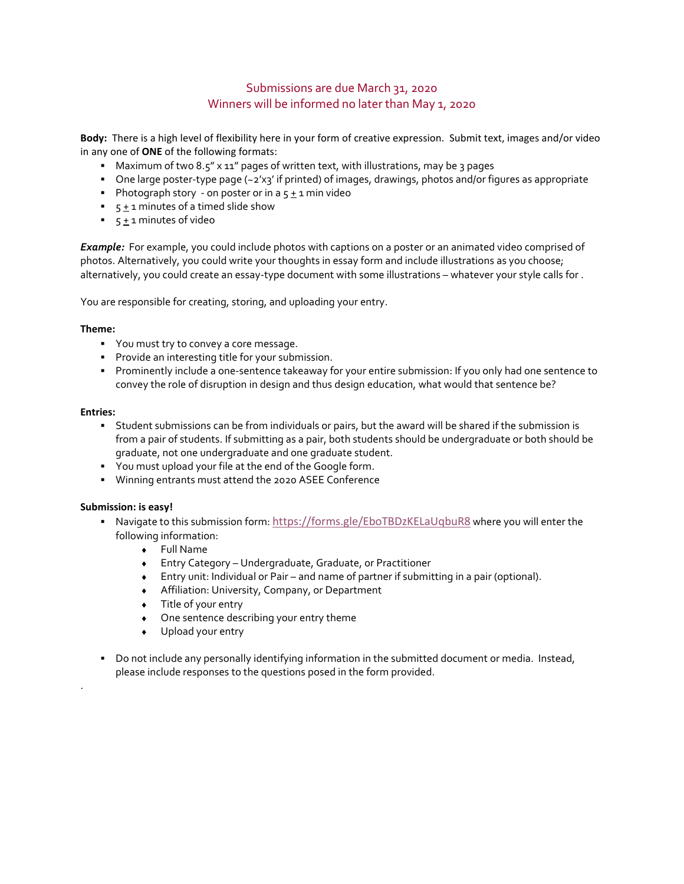Submissions are due March 31, 2020
Winners will be informed no later than May 1, 2020

**Body:** There is a high level of flexibility here in your form of creative expression. Submit text, images and/or video in any one of **ONE** of the following formats:

- Maximum of two 8.5" x 11" pages of written text, with illustrations, may be 3 pages
- One large poster-type page (~2'x3' if printed) of images, drawings, photos and/or figures as appropriate
- Photograph story - on poster or in a 5 ± 1 min video
- 5 ± 1 minutes of a timed slide show
- 5 ± 1 minutes of video

***Example:*** For example, you could include photos with captions on a poster or an animated video comprised of photos. Alternatively, you could write your thoughts in essay form and include illustrations as you choose; alternatively, you could create an essay-type document with some illustrations – whatever your style calls for .

You are responsible for creating, storing, and uploading your entry.

**Theme:**

- You must try to convey a core message.
- Provide an interesting title for your submission.
- Prominently include a one-sentence takeaway for your entire submission: If you only had one sentence to convey the role of disruption in design and thus design education, what would that sentence be?

**Entries:**

- Student submissions can be from individuals or pairs, but the award will be shared if the submission is from a pair of students. If submitting as a pair, both students should be undergraduate or both should be graduate, not one undergraduate and one graduate student.
- You must upload your file at the end of the Google form.
- Winning entrants must attend the 2020 ASEE Conference

**Submission: is easy!**

- Navigate to this submission form: https://forms.gle/EboTBDzKELaUqbuR8 where you will enter the following information:
  - Full Name
  - Entry Category – Undergraduate, Graduate, or Practitioner
  - Entry unit: Individual or Pair – and name of partner if submitting in a pair (optional).
  - Affiliation: University, Company, or Department
  - Title of your entry
  - One sentence describing your entry theme
  - Upload your entry
- Do not include any personally identifying information in the submitted document or media. Instead, please include responses to the questions posed in the form provided.